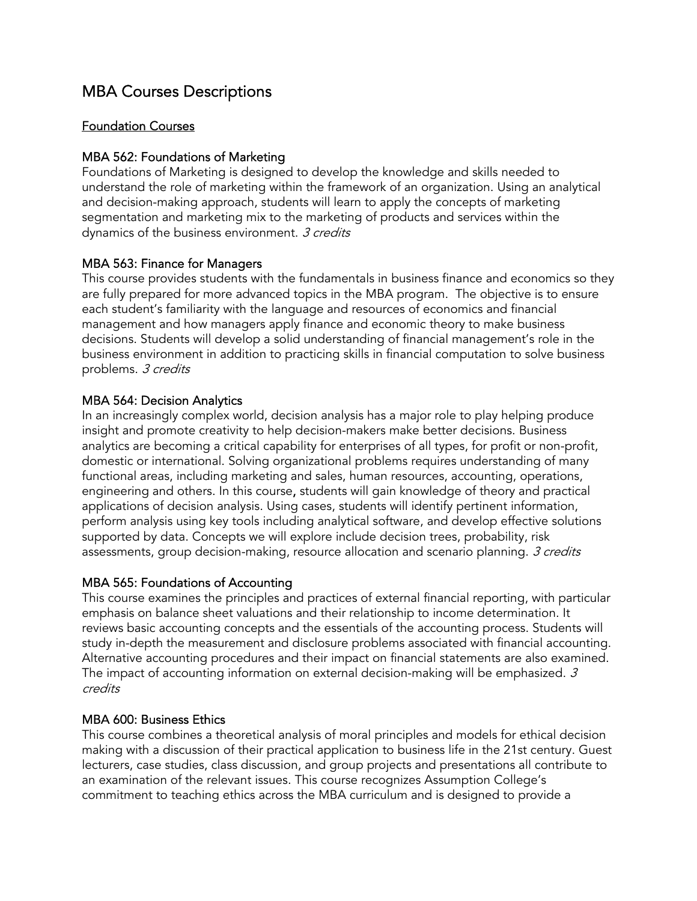# MBA Courses Descriptions

## Foundation Courses

### MBA 562: Foundations of Marketing

Foundations of Marketing is designed to develop the knowledge and skills needed to understand the role of marketing within the framework of an organization. Using an analytical and decision-making approach, students will learn to apply the concepts of marketing segmentation and marketing mix to the marketing of products and services within the dynamics of the business environment. *3 credits*

### MBA 563: Finance for Managers

This course provides students with the fundamentals in business finance and economics so they are fully prepared for more advanced topics in the MBA program. The objective is to ensure each student's familiarity with the language and resources of economics and financial management and how managers apply finance and economic theory to make business decisions. Students will develop a solid understanding of financial management's role in the business environment in addition to practicing skills in financial computation to solve business problems. *3 credits*

### MBA 564: Decision Analytics

In an increasingly complex world, decision analysis has a major role to play helping produce insight and promote creativity to help decision-makers make better decisions. Business analytics are becoming a critical capability for enterprises of all types, for profit or non-profit, domestic or international. Solving organizational problems requires understanding of many functional areas, including marketing and sales, human resources, accounting, operations, engineering and others. In this course, students will gain knowledge of theory and practical applications of decision analysis. Using cases, students will identify pertinent information, perform analysis using key tools including analytical software, and develop effective solutions supported by data. Concepts we will explore include decision trees, probability, risk assessments, group decision-making, resource allocation and scenario planning. *3 credits*

### MBA 565: Foundations of Accounting

This course examines the principles and practices of external financial reporting, with particular emphasis on balance sheet valuations and their relationship to income determination. It reviews basic accounting concepts and the essentials of the accounting process. Students will study in-depth the measurement and disclosure problems associated with financial accounting. Alternative accounting procedures and their impact on financial statements are also examined. The impact of accounting information on external decision-making will be emphasized. *3 credits*

### MBA 600: Business Ethics

This course combines a theoretical analysis of moral principles and models for ethical decision making with a discussion of their practical application to business life in the 21st century. Guest lecturers, case studies, class discussion, and group projects and presentations all contribute to an examination of the relevant issues. This course recognizes Assumption College's commitment to teaching ethics across the MBA curriculum and is designed to provide a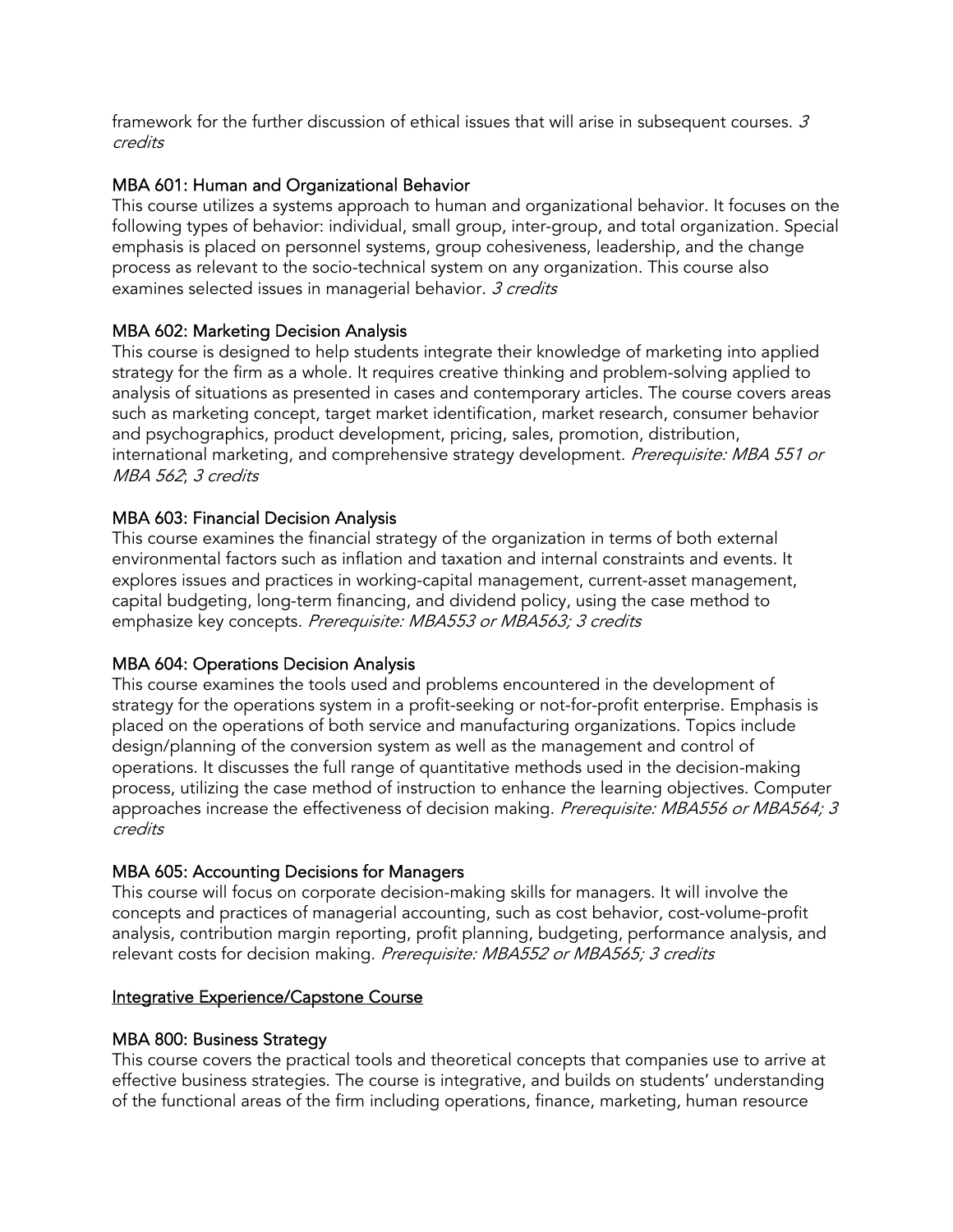framework for the further discussion of ethical issues that will arise in subsequent courses. *3 credits*

### MBA 601: Human and Organizational Behavior

This course utilizes a systems approach to human and organizational behavior. It focuses on the following types of behavior: individual, small group, inter-group, and total organization. Special emphasis is placed on personnel systems, group cohesiveness, leadership, and the change process as relevant to the socio-technical system on any organization. This course also examines selected issues in managerial behavior. *3 credits*

### MBA 602: Marketing Decision Analysis

This course is designed to help students integrate their knowledge of marketing into applied strategy for the firm as a whole. It requires creative thinking and problem-solving applied to analysis of situations as presented in cases and contemporary articles. The course covers areas such as marketing concept, target market identification, market research, consumer behavior and psychographics, product development, pricing, sales, promotion, distribution, international marketing, and comprehensive strategy development. *Prerequisite: MBA 551 or MBA 562*; *3 credits*

### MBA 603: Financial Decision Analysis

This course examines the financial strategy of the organization in terms of both external environmental factors such as inflation and taxation and internal constraints and events. It explores issues and practices in working-capital management, current-asset management, capital budgeting, long-term financing, and dividend policy, using the case method to emphasize key concepts. *Prerequisite: MBA553 or MBA563; 3 credits*

### MBA 604: Operations Decision Analysis

This course examines the tools used and problems encountered in the development of strategy for the operations system in a profit-seeking or not-for-profit enterprise. Emphasis is placed on the operations of both service and manufacturing organizations. Topics include design/planning of the conversion system as well as the management and control of operations. It discusses the full range of quantitative methods used in the decision-making process, utilizing the case method of instruction to enhance the learning objectives. Computer approaches increase the effectiveness of decision making. *Prerequisite: MBA556 or MBA564; 3 credits*

### MBA 605: Accounting Decisions for Managers

This course will focus on corporate decision-making skills for managers. It will involve the concepts and practices of managerial accounting, such as cost behavior, cost-volume-profit analysis, contribution margin reporting, profit planning, budgeting, performance analysis, and relevant costs for decision making. *Prerequisite: MBA552 or MBA565; 3 credits*

## Integrative Experience/Capstone Course

### MBA 800: Business Strategy

This course covers the practical tools and theoretical concepts that companies use to arrive at effective business strategies. The course is integrative, and builds on students' understanding of the functional areas of the firm including operations, finance, marketing, human resource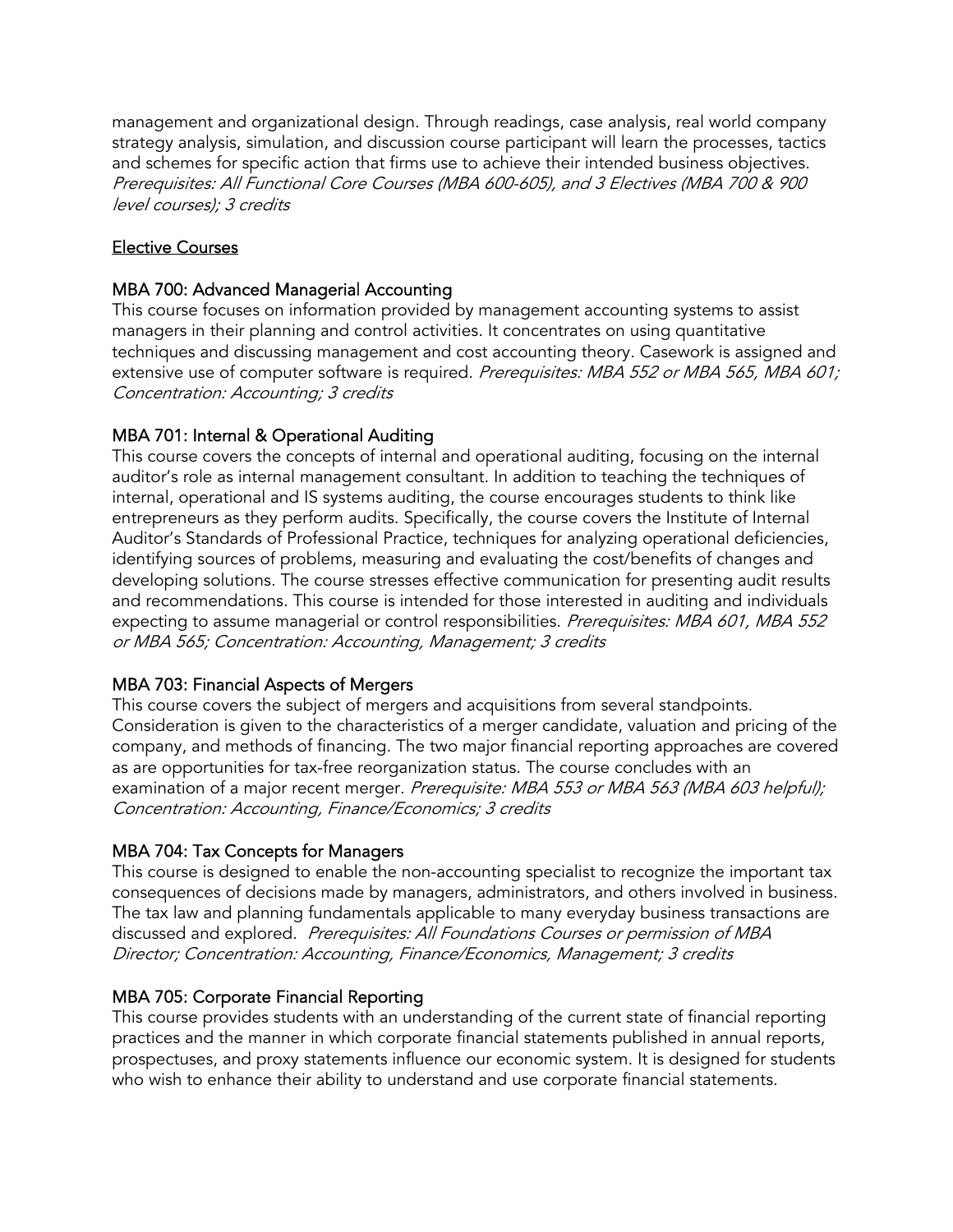management and organizational design. Through readings, case analysis, real world company strategy analysis, simulation, and discussion course participant will learn the processes, tactics and schemes for specific action that firms use to achieve their intended business objectives. *Prerequisites: All Functional Core Courses (MBA 600-605), and 3 Electives (MBA 700 & 900 level courses); 3 credits*

## Elective Courses

### MBA 700: Advanced Managerial Accounting

This course focuses on information provided by management accounting systems to assist managers in their planning and control activities. It concentrates on using quantitative techniques and discussing management and cost accounting theory. Casework is assigned and extensive use of computer software is required. *Prerequisites: MBA 552 or MBA 565, MBA 601; Concentration: Accounting; 3 credits*

### MBA 701: Internal & Operational Auditing

This course covers the concepts of internal and operational auditing, focusing on the internal auditor's role as internal management consultant. In addition to teaching the techniques of internal, operational and IS systems auditing, the course encourages students to think like entrepreneurs as they perform audits. Specifically, the course covers the Institute of Internal Auditor's Standards of Professional Practice, techniques for analyzing operational deficiencies, identifying sources of problems, measuring and evaluating the cost/benefits of changes and developing solutions. The course stresses effective communication for presenting audit results and recommendations. This course is intended for those interested in auditing and individuals expecting to assume managerial or control responsibilities. *Prerequisites: MBA 601, MBA 552 or MBA 565; Concentration: Accounting, Management; 3 credits*

### MBA 703: Financial Aspects of Mergers

This course covers the subject of mergers and acquisitions from several standpoints. Consideration is given to the characteristics of a merger candidate, valuation and pricing of the company, and methods of financing. The two major financial reporting approaches are covered as are opportunities for tax-free reorganization status. The course concludes with an examination of a major recent merger. *Prerequisite: MBA 553 or MBA 563 (MBA 603 helpful); Concentration: Accounting, Finance/Economics; 3 credits*

### MBA 704: Tax Concepts for Managers

This course is designed to enable the non-accounting specialist to recognize the important tax consequences of decisions made by managers, administrators, and others involved in business. The tax law and planning fundamentals applicable to many everyday business transactions are discussed and explored. *Prerequisites: All Foundations Courses or permission of MBA Director; Concentration: Accounting, Finance/Economics, Management; 3 credits*

### MBA 705: Corporate Financial Reporting

This course provides students with an understanding of the current state of financial reporting practices and the manner in which corporate financial statements published in annual reports, prospectuses, and proxy statements influence our economic system. It is designed for students who wish to enhance their ability to understand and use corporate financial statements.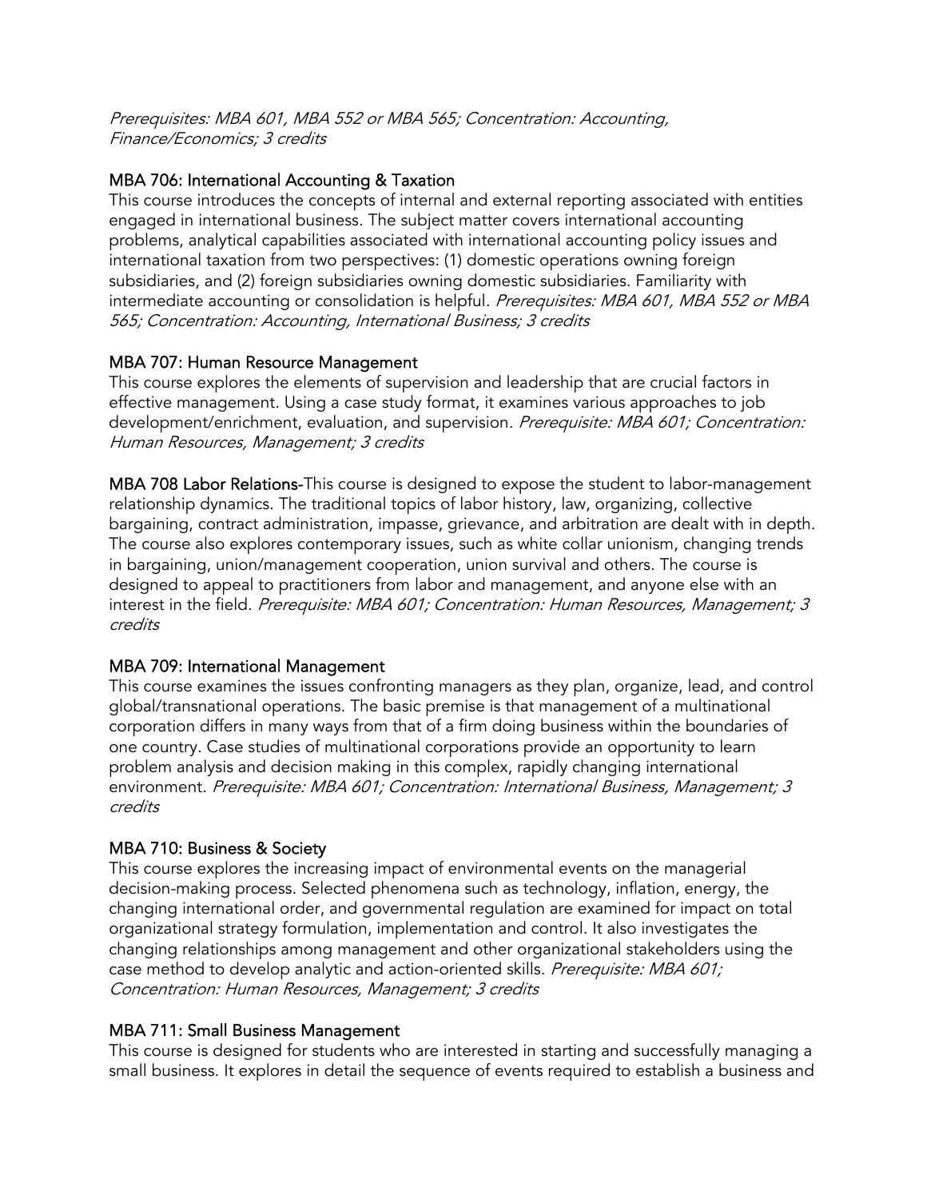*Prerequisites: MBA 601, MBA 552 or MBA 565; Concentration: Accounting, Finance/Economics; 3 credits*

### MBA 706: International Accounting & Taxation

This course introduces the concepts of internal and external reporting associated with entities engaged in international business. The subject matter covers international accounting problems, analytical capabilities associated with international accounting policy issues and international taxation from two perspectives: (1) domestic operations owning foreign subsidiaries, and (2) foreign subsidiaries owning domestic subsidiaries. Familiarity with intermediate accounting or consolidation is helpful. *Prerequisites: MBA 601, MBA 552 or MBA 565; Concentration: Accounting, International Business; 3 credits*

### MBA 707: Human Resource Management

This course explores the elements of supervision and leadership that are crucial factors in effective management. Using a case study format, it examines various approaches to job development/enrichment, evaluation, and supervision. *Prerequisite: MBA 601; Concentration: Human Resources, Management; 3 credits*

**MBA 708 Labor Relations**-This course is designed to expose the student to labor-management relationship dynamics. The traditional topics of labor history, law, organizing, collective bargaining, contract administration, impasse, grievance, and arbitration are dealt with in depth. The course also explores contemporary issues, such as white collar unionism, changing trends in bargaining, union/management cooperation, union survival and others. The course is designed to appeal to practitioners from labor and management, and anyone else with an interest in the field. *Prerequisite: MBA 601; Concentration: Human Resources, Management; 3 credits*

### MBA 709: International Management

This course examines the issues confronting managers as they plan, organize, lead, and control global/transnational operations. The basic premise is that management of a multinational corporation differs in many ways from that of a firm doing business within the boundaries of one country. Case studies of multinational corporations provide an opportunity to learn problem analysis and decision making in this complex, rapidly changing international environment. *Prerequisite: MBA 601; Concentration: International Business, Management; 3 credits*

### MBA 710: Business & Society

This course explores the increasing impact of environmental events on the managerial decision-making process. Selected phenomena such as technology, inflation, energy, the changing international order, and governmental regulation are examined for impact on total organizational strategy formulation, implementation and control. It also investigates the changing relationships among management and other organizational stakeholders using the case method to develop analytic and action-oriented skills. *Prerequisite: MBA 601; Concentration: Human Resources, Management; 3 credits*

### MBA 711: Small Business Management

This course is designed for students who are interested in starting and successfully managing a small business. It explores in detail the sequence of events required to establish a business and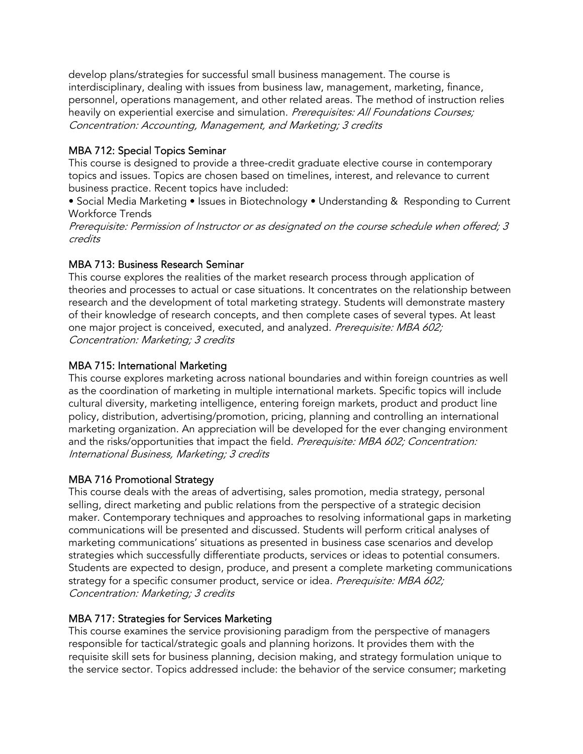develop plans/strategies for successful small business management. The course is interdisciplinary, dealing with issues from business law, management, marketing, finance, personnel, operations management, and other related areas. The method of instruction relies heavily on experiential exercise and simulation. *Prerequisites: All Foundations Courses; Concentration: Accounting, Management, and Marketing; 3 credits*

### MBA 712: Special Topics Seminar

This course is designed to provide a three-credit graduate elective course in contemporary topics and issues. Topics are chosen based on timelines, interest, and relevance to current business practice. Recent topics have included:

• Social Media Marketing • Issues in Biotechnology • Understanding & Responding to Current Workforce Trends

*Prerequisite: Permission of Instructor or as designated on the course schedule when offered; 3 credits*

### MBA 713: Business Research Seminar

This course explores the realities of the market research process through application of theories and processes to actual or case situations. It concentrates on the relationship between research and the development of total marketing strategy. Students will demonstrate mastery of their knowledge of research concepts, and then complete cases of several types. At least one major project is conceived, executed, and analyzed. *Prerequisite: MBA 602; Concentration: Marketing; 3 credits*

### MBA 715: International Marketing

This course explores marketing across national boundaries and within foreign countries as well as the coordination of marketing in multiple international markets. Specific topics will include cultural diversity, marketing intelligence, entering foreign markets, product and product line policy, distribution, advertising/promotion, pricing, planning and controlling an international marketing organization. An appreciation will be developed for the ever changing environment and the risks/opportunities that impact the field. *Prerequisite: MBA 602; Concentration: International Business, Marketing; 3 credits*

### MBA 716 Promotional Strategy

This course deals with the areas of advertising, sales promotion, media strategy, personal selling, direct marketing and public relations from the perspective of a strategic decision maker. Contemporary techniques and approaches to resolving informational gaps in marketing communications will be presented and discussed. Students will perform critical analyses of marketing communications' situations as presented in business case scenarios and develop strategies which successfully differentiate products, services or ideas to potential consumers. Students are expected to design, produce, and present a complete marketing communications strategy for a specific consumer product, service or idea. *Prerequisite: MBA 602; Concentration: Marketing; 3 credits*

### MBA 717: Strategies for Services Marketing

This course examines the service provisioning paradigm from the perspective of managers responsible for tactical/strategic goals and planning horizons. It provides them with the requisite skill sets for business planning, decision making, and strategy formulation unique to the service sector. Topics addressed include: the behavior of the service consumer; marketing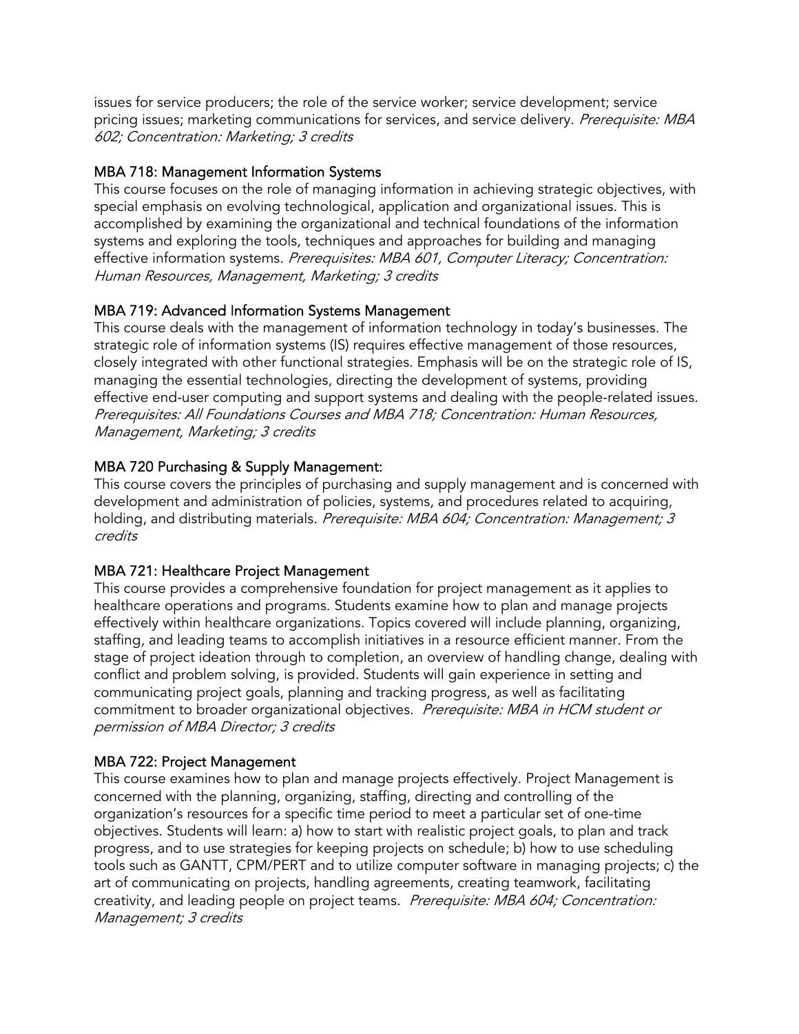issues for service producers; the role of the service worker; service development; service pricing issues; marketing communications for services, and service delivery. *Prerequisite: MBA 602; Concentration: Marketing; 3 credits*

### MBA 718: Management Information Systems

This course focuses on the role of managing information in achieving strategic objectives, with special emphasis on evolving technological, application and organizational issues. This is accomplished by examining the organizational and technical foundations of the information systems and exploring the tools, techniques and approaches for building and managing effective information systems. *Prerequisites: MBA 601, Computer Literacy; Concentration: Human Resources, Management, Marketing; 3 credits*

### MBA 719: Advanced Information Systems Management

This course deals with the management of information technology in today's businesses. The strategic role of information systems (IS) requires effective management of those resources, closely integrated with other functional strategies. Emphasis will be on the strategic role of IS, managing the essential technologies, directing the development of systems, providing effective end-user computing and support systems and dealing with the people-related issues. *Prerequisites: All Foundations Courses and MBA 718; Concentration: Human Resources, Management, Marketing; 3 credits*

### MBA 720 Purchasing & Supply Management:

This course covers the principles of purchasing and supply management and is concerned with development and administration of policies, systems, and procedures related to acquiring, holding, and distributing materials. *Prerequisite: MBA 604; Concentration: Management; 3 credits*

### MBA 721: Healthcare Project Management

This course provides a comprehensive foundation for project management as it applies to healthcare operations and programs. Students examine how to plan and manage projects effectively within healthcare organizations. Topics covered will include planning, organizing, staffing, and leading teams to accomplish initiatives in a resource efficient manner. From the stage of project ideation through to completion, an overview of handling change, dealing with conflict and problem solving, is provided. Students will gain experience in setting and communicating project goals, planning and tracking progress, as well as facilitating commitment to broader organizational objectives. *Prerequisite: MBA in HCM student or permission of MBA Director; 3 credits*

### MBA 722: Project Management

This course examines how to plan and manage projects effectively. Project Management is concerned with the planning, organizing, staffing, directing and controlling of the organization's resources for a specific time period to meet a particular set of one-time objectives. Students will learn: a) how to start with realistic project goals, to plan and track progress, and to use strategies for keeping projects on schedule; b) how to use scheduling tools such as GANTT, CPM/PERT and to utilize computer software in managing projects; c) the art of communicating on projects, handling agreements, creating teamwork, facilitating creativity, and leading people on project teams. *Prerequisite: MBA 604; Concentration: Management; 3 credits*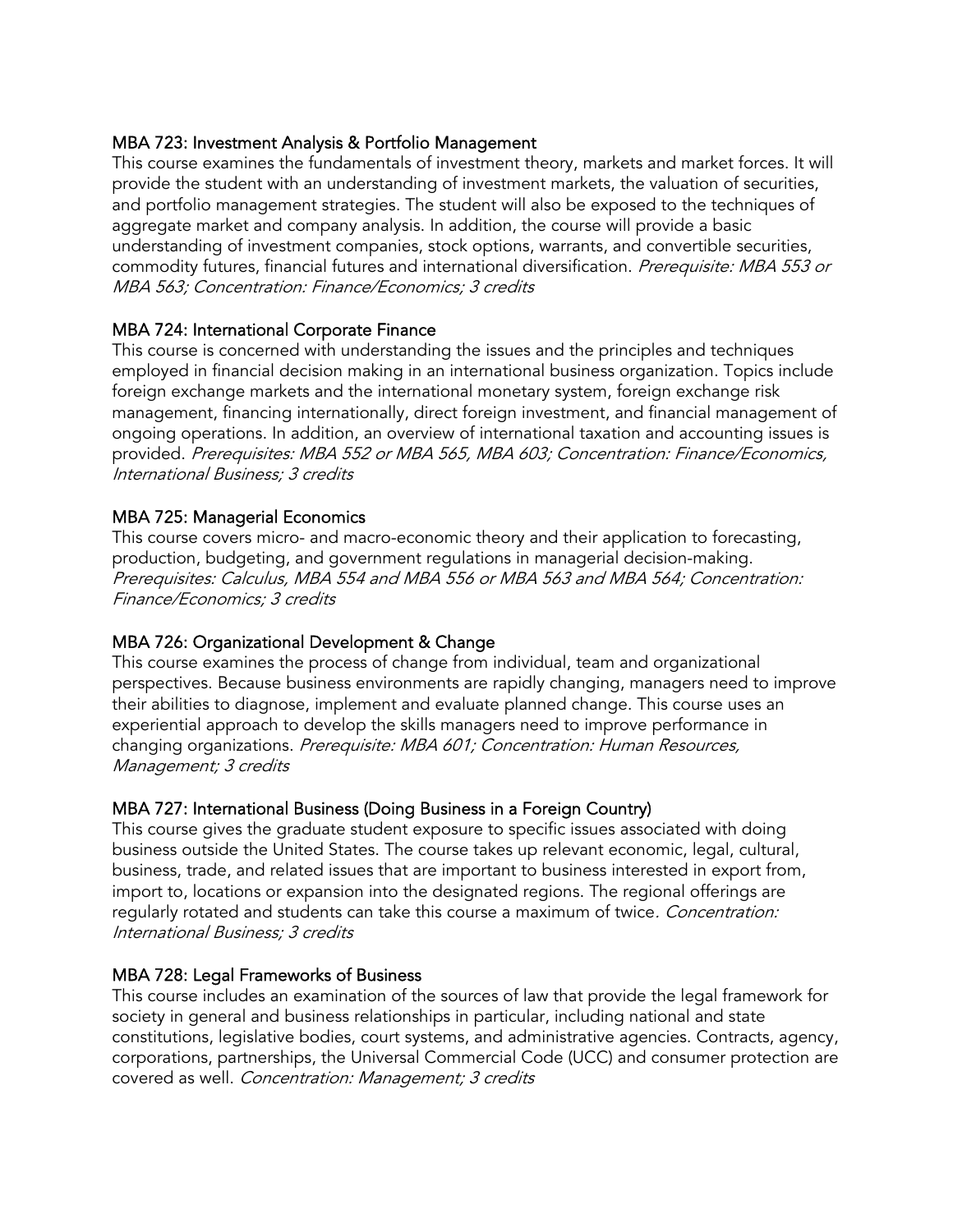### MBA 723: Investment Analysis & Portfolio Management

This course examines the fundamentals of investment theory, markets and market forces. It will provide the student with an understanding of investment markets, the valuation of securities, and portfolio management strategies. The student will also be exposed to the techniques of aggregate market and company analysis. In addition, the course will provide a basic understanding of investment companies, stock options, warrants, and convertible securities, commodity futures, financial futures and international diversification. *Prerequisite: MBA 553 or MBA 563; Concentration: Finance/Economics; 3 credits*

### MBA 724: International Corporate Finance

This course is concerned with understanding the issues and the principles and techniques employed in financial decision making in an international business organization. Topics include foreign exchange markets and the international monetary system, foreign exchange risk management, financing internationally, direct foreign investment, and financial management of ongoing operations. In addition, an overview of international taxation and accounting issues is provided. *Prerequisites: MBA 552 or MBA 565, MBA 603; Concentration: Finance/Economics, International Business; 3 credits*

### MBA 725: Managerial Economics

This course covers micro- and macro-economic theory and their application to forecasting, production, budgeting, and government regulations in managerial decision-making. *Prerequisites: Calculus, MBA 554 and MBA 556 or MBA 563 and MBA 564; Concentration: Finance/Economics; 3 credits*

### MBA 726: Organizational Development & Change

This course examines the process of change from individual, team and organizational perspectives. Because business environments are rapidly changing, managers need to improve their abilities to diagnose, implement and evaluate planned change. This course uses an experiential approach to develop the skills managers need to improve performance in changing organizations. *Prerequisite: MBA 601; Concentration: Human Resources, Management; 3 credits*

### MBA 727: International Business (Doing Business in a Foreign Country)

This course gives the graduate student exposure to specific issues associated with doing business outside the United States. The course takes up relevant economic, legal, cultural, business, trade, and related issues that are important to business interested in export from, import to, locations or expansion into the designated regions. The regional offerings are regularly rotated and students can take this course a maximum of twice. *Concentration: International Business; 3 credits*

### MBA 728: Legal Frameworks of Business

This course includes an examination of the sources of law that provide the legal framework for society in general and business relationships in particular, including national and state constitutions, legislative bodies, court systems, and administrative agencies. Contracts, agency, corporations, partnerships, the Universal Commercial Code (UCC) and consumer protection are covered as well. *Concentration: Management; 3 credits*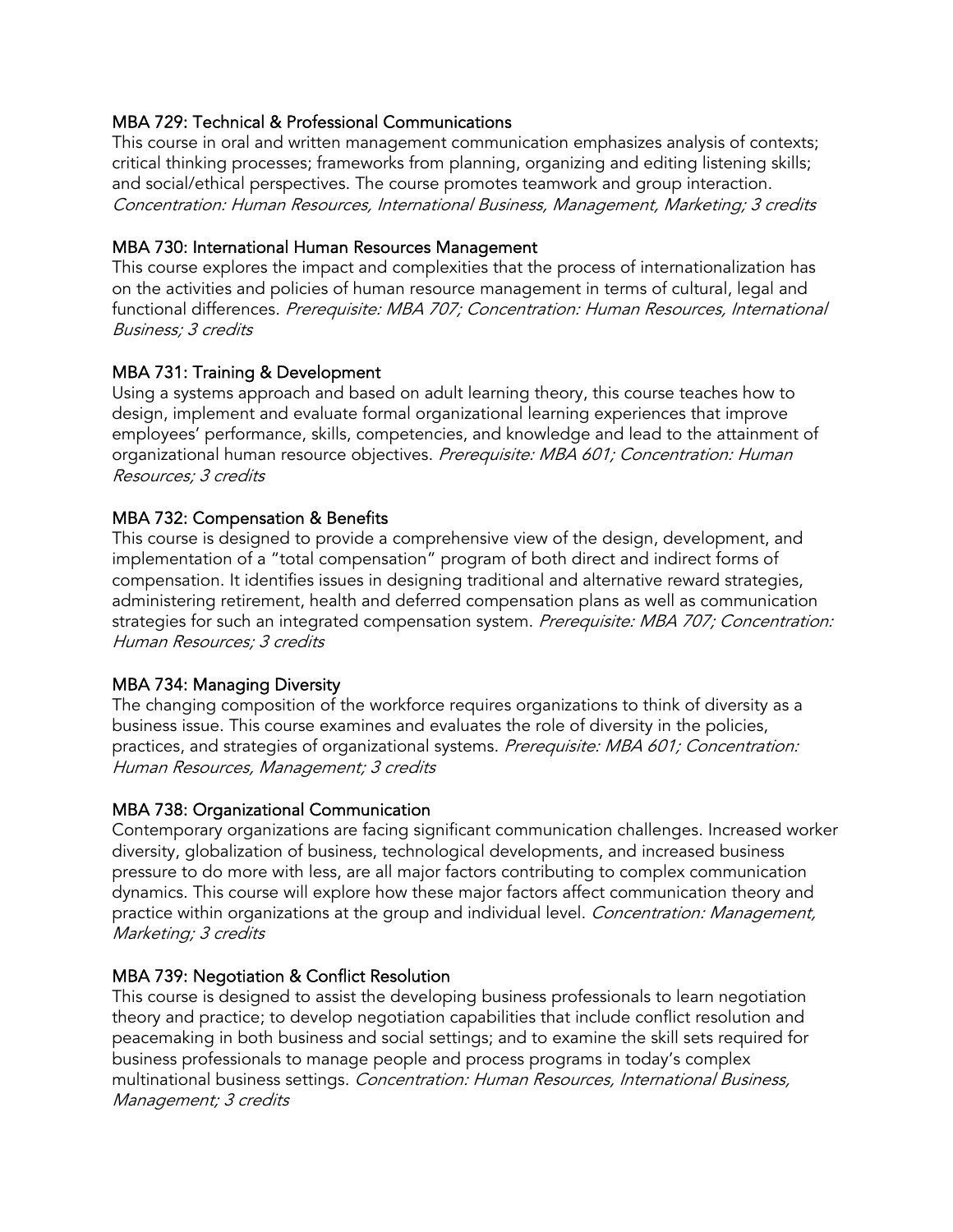### MBA 729: Technical & Professional Communications

This course in oral and written management communication emphasizes analysis of contexts; critical thinking processes; frameworks from planning, organizing and editing listening skills; and social/ethical perspectives. The course promotes teamwork and group interaction. *Concentration: Human Resources, International Business, Management, Marketing; 3 credits*

### MBA 730: International Human Resources Management

This course explores the impact and complexities that the process of internationalization has on the activities and policies of human resource management in terms of cultural, legal and functional differences. *Prerequisite: MBA 707; Concentration: Human Resources, International Business; 3 credits*

### MBA 731: Training & Development

Using a systems approach and based on adult learning theory, this course teaches how to design, implement and evaluate formal organizational learning experiences that improve employees' performance, skills, competencies, and knowledge and lead to the attainment of organizational human resource objectives. *Prerequisite: MBA 601; Concentration: Human Resources; 3 credits*

### MBA 732: Compensation & Benefits

This course is designed to provide a comprehensive view of the design, development, and implementation of a "total compensation" program of both direct and indirect forms of compensation. It identifies issues in designing traditional and alternative reward strategies, administering retirement, health and deferred compensation plans as well as communication strategies for such an integrated compensation system. *Prerequisite: MBA 707; Concentration: Human Resources; 3 credits*

### MBA 734: Managing Diversity

The changing composition of the workforce requires organizations to think of diversity as a business issue. This course examines and evaluates the role of diversity in the policies, practices, and strategies of organizational systems. *Prerequisite: MBA 601; Concentration: Human Resources, Management; 3 credits*

### MBA 738: Organizational Communication

Contemporary organizations are facing significant communication challenges. Increased worker diversity, globalization of business, technological developments, and increased business pressure to do more with less, are all major factors contributing to complex communication dynamics. This course will explore how these major factors affect communication theory and practice within organizations at the group and individual level. *Concentration: Management, Marketing; 3 credits*

### MBA 739: Negotiation & Conflict Resolution

This course is designed to assist the developing business professionals to learn negotiation theory and practice; to develop negotiation capabilities that include conflict resolution and peacemaking in both business and social settings; and to examine the skill sets required for business professionals to manage people and process programs in today's complex multinational business settings. *Concentration: Human Resources, International Business, Management; 3 credits*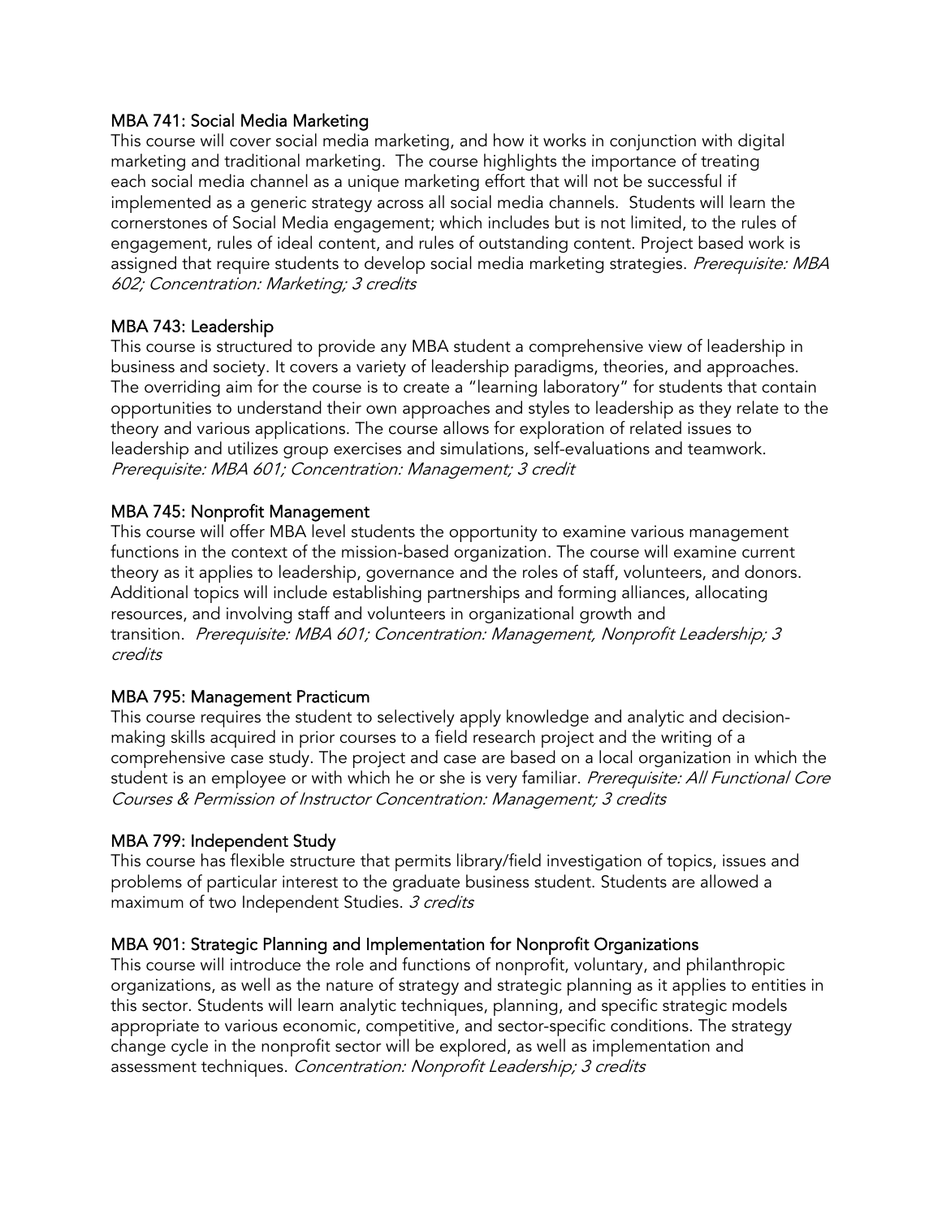### MBA 741: Social Media Marketing

This course will cover social media marketing, and how it works in conjunction with digital marketing and traditional marketing. The course highlights the importance of treating each social media channel as a unique marketing effort that will not be successful if implemented as a generic strategy across all social media channels. Students will learn the cornerstones of Social Media engagement; which includes but is not limited, to the rules of engagement, rules of ideal content, and rules of outstanding content. Project based work is assigned that require students to develop social media marketing strategies. *Prerequisite: MBA 602; Concentration: Marketing; 3 credits*

### MBA 743: Leadership

This course is structured to provide any MBA student a comprehensive view of leadership in business and society. It covers a variety of leadership paradigms, theories, and approaches. The overriding aim for the course is to create a "learning laboratory" for students that contain opportunities to understand their own approaches and styles to leadership as they relate to the theory and various applications. The course allows for exploration of related issues to leadership and utilizes group exercises and simulations, self-evaluations and teamwork. *Prerequisite: MBA 601; Concentration: Management; 3 credit*

### MBA 745: Nonprofit Management

This course will offer MBA level students the opportunity to examine various management functions in the context of the mission-based organization. The course will examine current theory as it applies to leadership, governance and the roles of staff, volunteers, and donors. Additional topics will include establishing partnerships and forming alliances, allocating resources, and involving staff and volunteers in organizational growth and transition. *Prerequisite: MBA 601; Concentration: Management, Nonprofit Leadership; 3 credits*

### MBA 795: Management Practicum

This course requires the student to selectively apply knowledge and analytic and decision-making skills acquired in prior courses to a field research project and the writing of a comprehensive case study. The project and case are based on a local organization in which the student is an employee or with which he or she is very familiar. *Prerequisite: All Functional Core Courses & Permission of Instructor Concentration: Management; 3 credits*

### MBA 799: Independent Study

This course has flexible structure that permits library/field investigation of topics, issues and problems of particular interest to the graduate business student. Students are allowed a maximum of two Independent Studies. *3 credits*

### MBA 901: Strategic Planning and Implementation for Nonprofit Organizations

This course will introduce the role and functions of nonprofit, voluntary, and philanthropic organizations, as well as the nature of strategy and strategic planning as it applies to entities in this sector. Students will learn analytic techniques, planning, and specific strategic models appropriate to various economic, competitive, and sector-specific conditions. The strategy change cycle in the nonprofit sector will be explored, as well as implementation and assessment techniques. *Concentration: Nonprofit Leadership; 3 credits*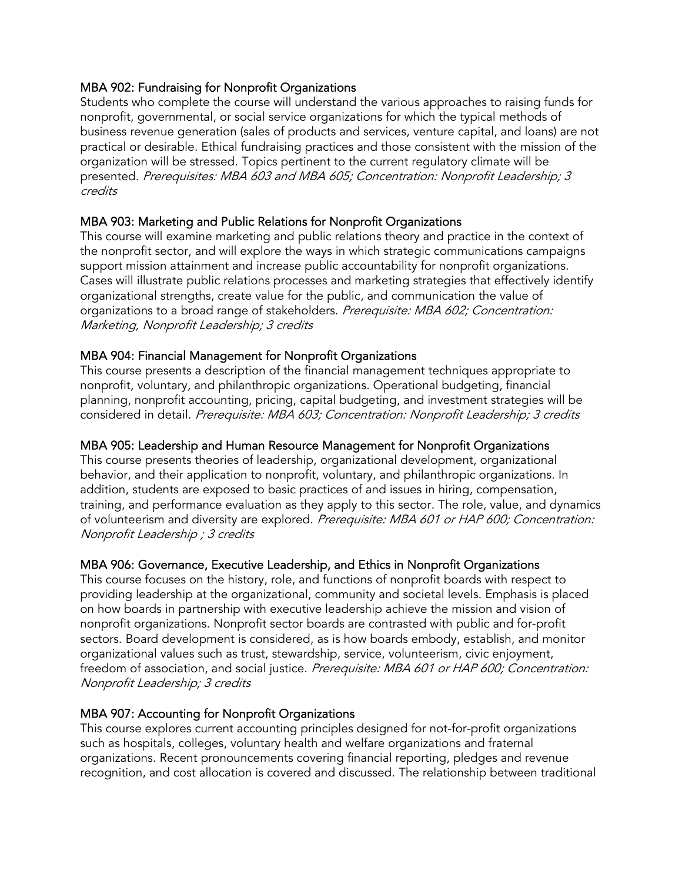### MBA 902: Fundraising for Nonprofit Organizations

Students who complete the course will understand the various approaches to raising funds for nonprofit, governmental, or social service organizations for which the typical methods of business revenue generation (sales of products and services, venture capital, and loans) are not practical or desirable. Ethical fundraising practices and those consistent with the mission of the organization will be stressed. Topics pertinent to the current regulatory climate will be presented. *Prerequisites: MBA 603 and MBA 605; Concentration: Nonprofit Leadership; 3 credits*

### MBA 903: Marketing and Public Relations for Nonprofit Organizations

This course will examine marketing and public relations theory and practice in the context of the nonprofit sector, and will explore the ways in which strategic communications campaigns support mission attainment and increase public accountability for nonprofit organizations. Cases will illustrate public relations processes and marketing strategies that effectively identify organizational strengths, create value for the public, and communication the value of organizations to a broad range of stakeholders. *Prerequisite: MBA 602; Concentration: Marketing, Nonprofit Leadership; 3 credits*

### MBA 904: Financial Management for Nonprofit Organizations

This course presents a description of the financial management techniques appropriate to nonprofit, voluntary, and philanthropic organizations. Operational budgeting, financial planning, nonprofit accounting, pricing, capital budgeting, and investment strategies will be considered in detail. *Prerequisite: MBA 603; Concentration: Nonprofit Leadership; 3 credits*

### MBA 905: Leadership and Human Resource Management for Nonprofit Organizations

This course presents theories of leadership, organizational development, organizational behavior, and their application to nonprofit, voluntary, and philanthropic organizations. In addition, students are exposed to basic practices of and issues in hiring, compensation, training, and performance evaluation as they apply to this sector. The role, value, and dynamics of volunteerism and diversity are explored. *Prerequisite: MBA 601 or HAP 600; Concentration: Nonprofit Leadership ; 3 credits*

### MBA 906: Governance, Executive Leadership, and Ethics in Nonprofit Organizations

This course focuses on the history, role, and functions of nonprofit boards with respect to providing leadership at the organizational, community and societal levels. Emphasis is placed on how boards in partnership with executive leadership achieve the mission and vision of nonprofit organizations. Nonprofit sector boards are contrasted with public and for-profit sectors. Board development is considered, as is how boards embody, establish, and monitor organizational values such as trust, stewardship, service, volunteerism, civic enjoyment, freedom of association, and social justice. *Prerequisite: MBA 601 or HAP 600; Concentration: Nonprofit Leadership; 3 credits*

### MBA 907: Accounting for Nonprofit Organizations

This course explores current accounting principles designed for not-for-profit organizations such as hospitals, colleges, voluntary health and welfare organizations and fraternal organizations. Recent pronouncements covering financial reporting, pledges and revenue recognition, and cost allocation is covered and discussed. The relationship between traditional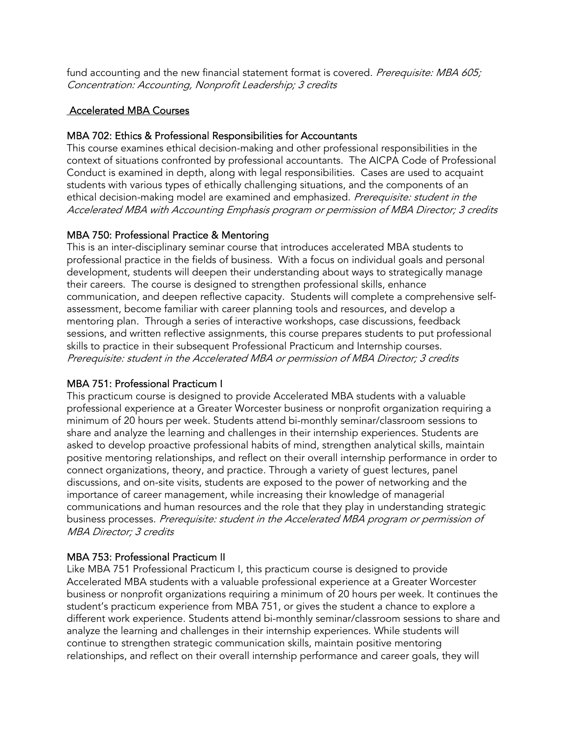fund accounting and the new financial statement format is covered. *Prerequisite: MBA 605; Concentration: Accounting, Nonprofit Leadership; 3 credits*

## Accelerated MBA Courses

### MBA 702: Ethics & Professional Responsibilities for Accountants

This course examines ethical decision-making and other professional responsibilities in the context of situations confronted by professional accountants. The AICPA Code of Professional Conduct is examined in depth, along with legal responsibilities. Cases are used to acquaint students with various types of ethically challenging situations, and the components of an ethical decision-making model are examined and emphasized. *Prerequisite: student in the Accelerated MBA with Accounting Emphasis program or permission of MBA Director; 3 credits*

### MBA 750: Professional Practice & Mentoring

This is an inter-disciplinary seminar course that introduces accelerated MBA students to professional practice in the fields of business. With a focus on individual goals and personal development, students will deepen their understanding about ways to strategically manage their careers. The course is designed to strengthen professional skills, enhance communication, and deepen reflective capacity. Students will complete a comprehensive self-assessment, become familiar with career planning tools and resources, and develop a mentoring plan. Through a series of interactive workshops, case discussions, feedback sessions, and written reflective assignments, this course prepares students to put professional skills to practice in their subsequent Professional Practicum and Internship courses. *Prerequisite: student in the Accelerated MBA or permission of MBA Director; 3 credits*

### MBA 751: Professional Practicum I

This practicum course is designed to provide Accelerated MBA students with a valuable professional experience at a Greater Worcester business or nonprofit organization requiring a minimum of 20 hours per week. Students attend bi-monthly seminar/classroom sessions to share and analyze the learning and challenges in their internship experiences. Students are asked to develop proactive professional habits of mind, strengthen analytical skills, maintain positive mentoring relationships, and reflect on their overall internship performance in order to connect organizations, theory, and practice. Through a variety of guest lectures, panel discussions, and on-site visits, students are exposed to the power of networking and the importance of career management, while increasing their knowledge of managerial communications and human resources and the role that they play in understanding strategic business processes. *Prerequisite: student in the Accelerated MBA program or permission of MBA Director; 3 credits*

### MBA 753: Professional Practicum II

Like MBA 751 Professional Practicum I, this practicum course is designed to provide Accelerated MBA students with a valuable professional experience at a Greater Worcester business or nonprofit organizations requiring a minimum of 20 hours per week. It continues the student's practicum experience from MBA 751, or gives the student a chance to explore a different work experience. Students attend bi-monthly seminar/classroom sessions to share and analyze the learning and challenges in their internship experiences. While students will continue to strengthen strategic communication skills, maintain positive mentoring relationships, and reflect on their overall internship performance and career goals, they will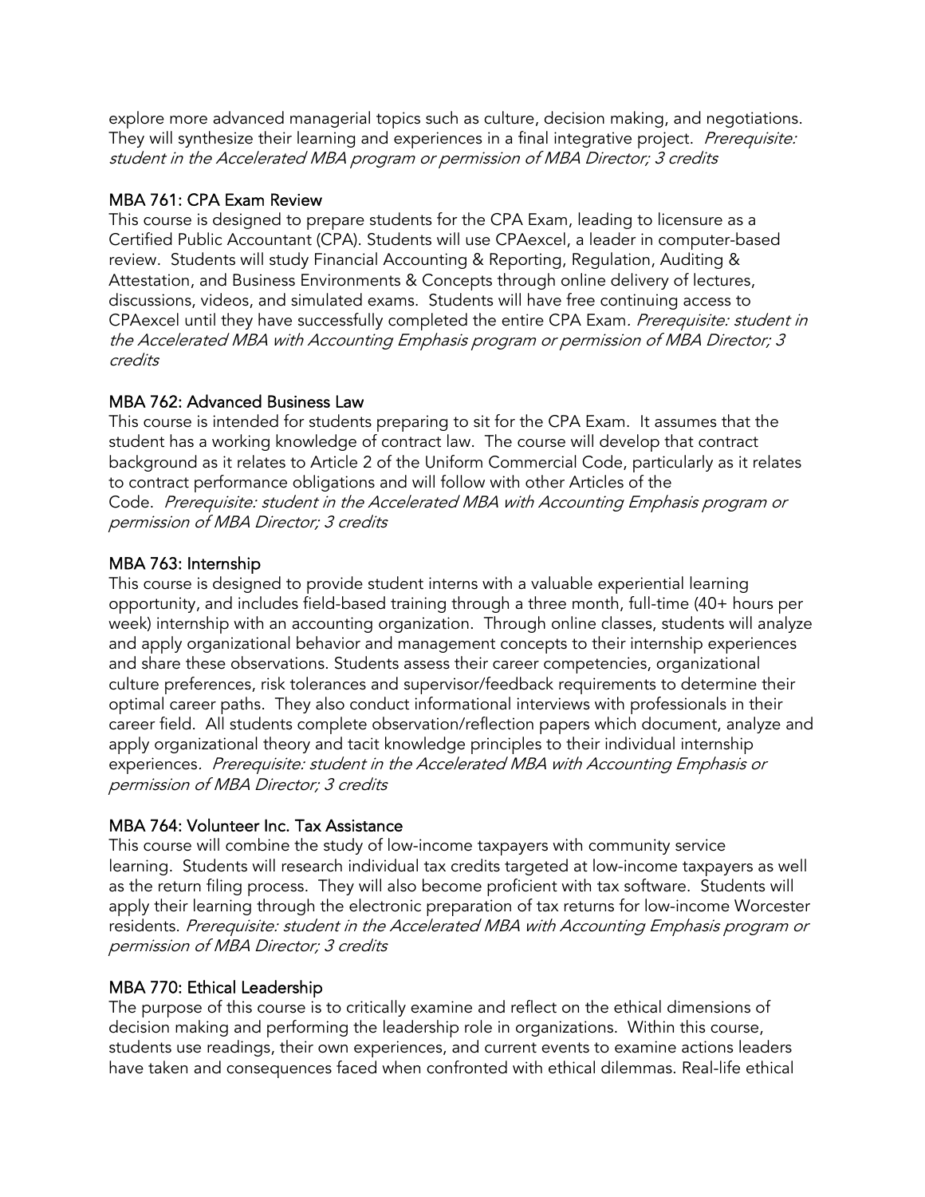explore more advanced managerial topics such as culture, decision making, and negotiations. They will synthesize their learning and experiences in a final integrative project. *Prerequisite: student in the Accelerated MBA program or permission of MBA Director; 3 credits*

### MBA 761: CPA Exam Review

This course is designed to prepare students for the CPA Exam, leading to licensure as a Certified Public Accountant (CPA). Students will use CPAexcel, a leader in computer-based review. Students will study Financial Accounting & Reporting, Regulation, Auditing & Attestation, and Business Environments & Concepts through online delivery of lectures, discussions, videos, and simulated exams. Students will have free continuing access to CPAexcel until they have successfully completed the entire CPA Exam. *Prerequisite: student in the Accelerated MBA with Accounting Emphasis program or permission of MBA Director; 3 credits*

### MBA 762: Advanced Business Law

This course is intended for students preparing to sit for the CPA Exam. It assumes that the student has a working knowledge of contract law. The course will develop that contract background as it relates to Article 2 of the Uniform Commercial Code, particularly as it relates to contract performance obligations and will follow with other Articles of the Code. *Prerequisite: student in the Accelerated MBA with Accounting Emphasis program or permission of MBA Director; 3 credits*

### MBA 763: Internship

This course is designed to provide student interns with a valuable experiential learning opportunity, and includes field-based training through a three month, full-time (40+ hours per week) internship with an accounting organization. Through online classes, students will analyze and apply organizational behavior and management concepts to their internship experiences and share these observations. Students assess their career competencies, organizational culture preferences, risk tolerances and supervisor/feedback requirements to determine their optimal career paths. They also conduct informational interviews with professionals in their career field. All students complete observation/reflection papers which document, analyze and apply organizational theory and tacit knowledge principles to their individual internship experiences. *Prerequisite: student in the Accelerated MBA with Accounting Emphasis or permission of MBA Director; 3 credits*

### MBA 764: Volunteer Inc. Tax Assistance

This course will combine the study of low-income taxpayers with community service learning. Students will research individual tax credits targeted at low-income taxpayers as well as the return filing process. They will also become proficient with tax software. Students will apply their learning through the electronic preparation of tax returns for low-income Worcester residents. *Prerequisite: student in the Accelerated MBA with Accounting Emphasis program or permission of MBA Director; 3 credits*

### MBA 770: Ethical Leadership

The purpose of this course is to critically examine and reflect on the ethical dimensions of decision making and performing the leadership role in organizations. Within this course, students use readings, their own experiences, and current events to examine actions leaders have taken and consequences faced when confronted with ethical dilemmas. Real-life ethical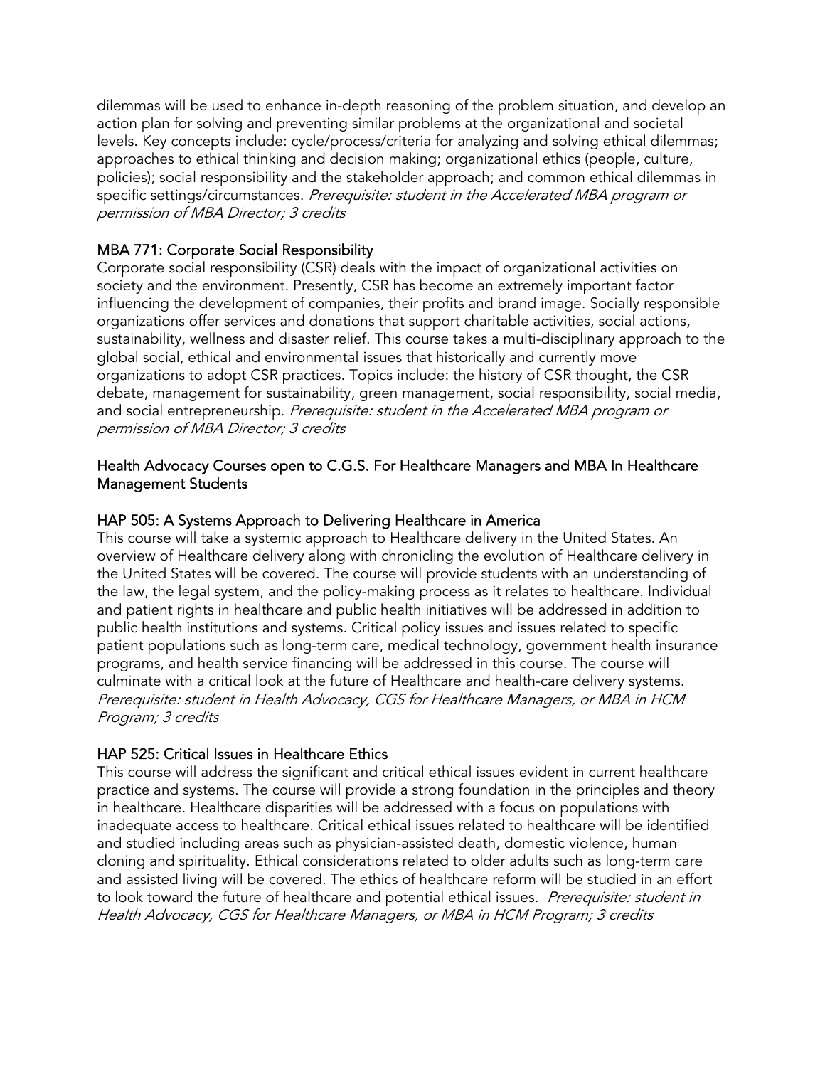dilemmas will be used to enhance in-depth reasoning of the problem situation, and develop an action plan for solving and preventing similar problems at the organizational and societal levels. Key concepts include: cycle/process/criteria for analyzing and solving ethical dilemmas; approaches to ethical thinking and decision making; organizational ethics (people, culture, policies); social responsibility and the stakeholder approach; and common ethical dilemmas in specific settings/circumstances. *Prerequisite: student in the Accelerated MBA program or permission of MBA Director; 3 credits*

### MBA 771: Corporate Social Responsibility

Corporate social responsibility (CSR) deals with the impact of organizational activities on society and the environment. Presently, CSR has become an extremely important factor influencing the development of companies, their profits and brand image. Socially responsible organizations offer services and donations that support charitable activities, social actions, sustainability, wellness and disaster relief. This course takes a multi-disciplinary approach to the global social, ethical and environmental issues that historically and currently move organizations to adopt CSR practices. Topics include: the history of CSR thought, the CSR debate, management for sustainability, green management, social responsibility, social media, and social entrepreneurship. *Prerequisite: student in the Accelerated MBA program or permission of MBA Director; 3 credits*

## Health Advocacy Courses open to C.G.S. For Healthcare Managers and MBA In Healthcare Management Students

### HAP 505: A Systems Approach to Delivering Healthcare in America

This course will take a systemic approach to Healthcare delivery in the United States. An overview of Healthcare delivery along with chronicling the evolution of Healthcare delivery in the United States will be covered. The course will provide students with an understanding of the law, the legal system, and the policy-making process as it relates to healthcare. Individual and patient rights in healthcare and public health initiatives will be addressed in addition to public health institutions and systems. Critical policy issues and issues related to specific patient populations such as long-term care, medical technology, government health insurance programs, and health service financing will be addressed in this course. The course will culminate with a critical look at the future of Healthcare and health-care delivery systems. *Prerequisite: student in Health Advocacy, CGS for Healthcare Managers, or MBA in HCM Program; 3 credits*

### HAP 525: Critical Issues in Healthcare Ethics

This course will address the significant and critical ethical issues evident in current healthcare practice and systems. The course will provide a strong foundation in the principles and theory in healthcare. Healthcare disparities will be addressed with a focus on populations with inadequate access to healthcare. Critical ethical issues related to healthcare will be identified and studied including areas such as physician-assisted death, domestic violence, human cloning and spirituality. Ethical considerations related to older adults such as long-term care and assisted living will be covered. The ethics of healthcare reform will be studied in an effort to look toward the future of healthcare and potential ethical issues. *Prerequisite: student in Health Advocacy, CGS for Healthcare Managers, or MBA in HCM Program; 3 credits*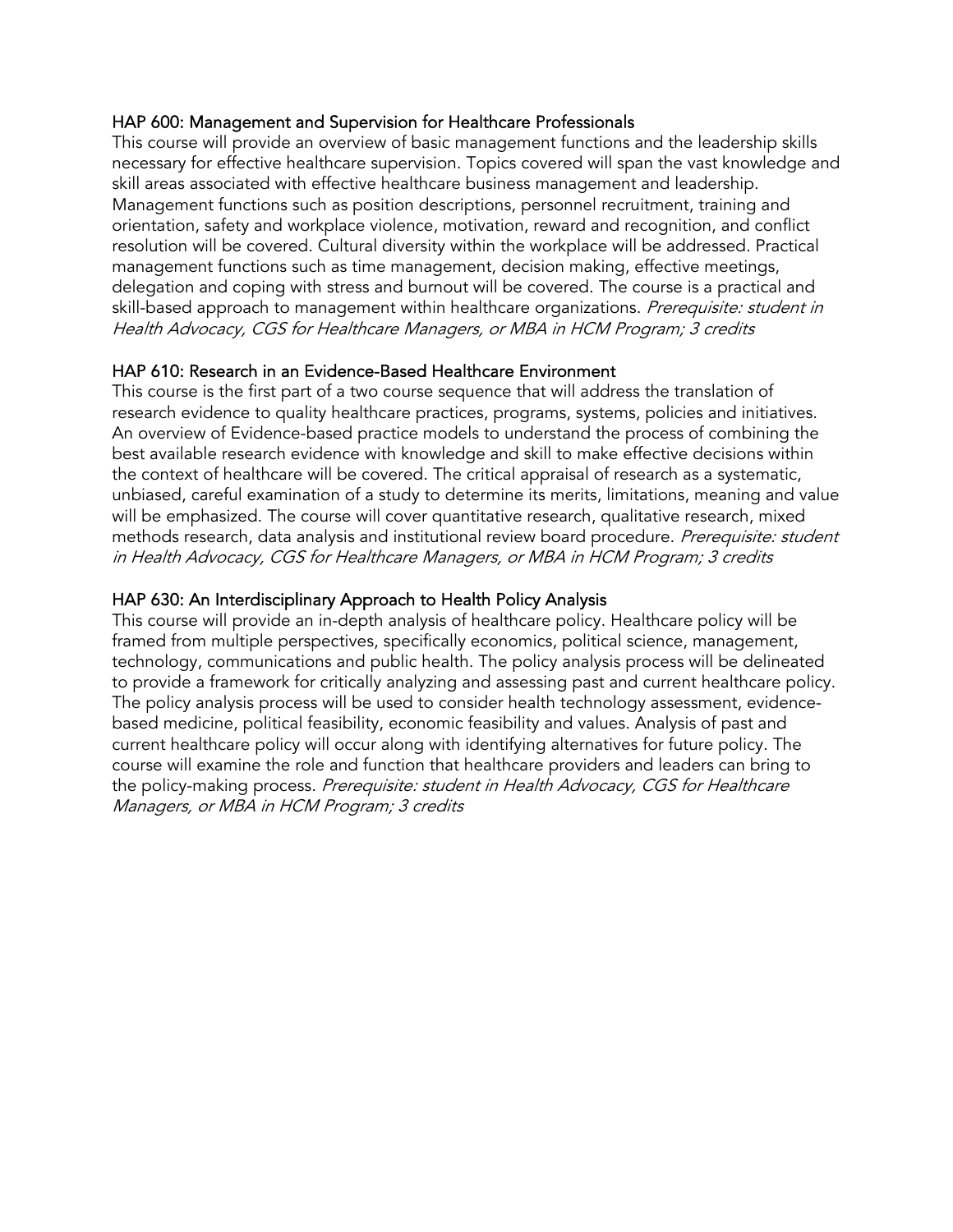### HAP 600: Management and Supervision for Healthcare Professionals

This course will provide an overview of basic management functions and the leadership skills necessary for effective healthcare supervision. Topics covered will span the vast knowledge and skill areas associated with effective healthcare business management and leadership. Management functions such as position descriptions, personnel recruitment, training and orientation, safety and workplace violence, motivation, reward and recognition, and conflict resolution will be covered. Cultural diversity within the workplace will be addressed. Practical management functions such as time management, decision making, effective meetings, delegation and coping with stress and burnout will be covered. The course is a practical and skill-based approach to management within healthcare organizations. *Prerequisite: student in Health Advocacy, CGS for Healthcare Managers, or MBA in HCM Program; 3 credits*

### HAP 610: Research in an Evidence-Based Healthcare Environment

This course is the first part of a two course sequence that will address the translation of research evidence to quality healthcare practices, programs, systems, policies and initiatives. An overview of Evidence-based practice models to understand the process of combining the best available research evidence with knowledge and skill to make effective decisions within the context of healthcare will be covered. The critical appraisal of research as a systematic, unbiased, careful examination of a study to determine its merits, limitations, meaning and value will be emphasized. The course will cover quantitative research, qualitative research, mixed methods research, data analysis and institutional review board procedure. *Prerequisite: student in Health Advocacy, CGS for Healthcare Managers, or MBA in HCM Program; 3 credits*

### HAP 630: An Interdisciplinary Approach to Health Policy Analysis

This course will provide an in-depth analysis of healthcare policy. Healthcare policy will be framed from multiple perspectives, specifically economics, political science, management, technology, communications and public health. The policy analysis process will be delineated to provide a framework for critically analyzing and assessing past and current healthcare policy. The policy analysis process will be used to consider health technology assessment, evidence-based medicine, political feasibility, economic feasibility and values. Analysis of past and current healthcare policy will occur along with identifying alternatives for future policy. The course will examine the role and function that healthcare providers and leaders can bring to the policy-making process. *Prerequisite: student in Health Advocacy, CGS for Healthcare Managers, or MBA in HCM Program; 3 credits*